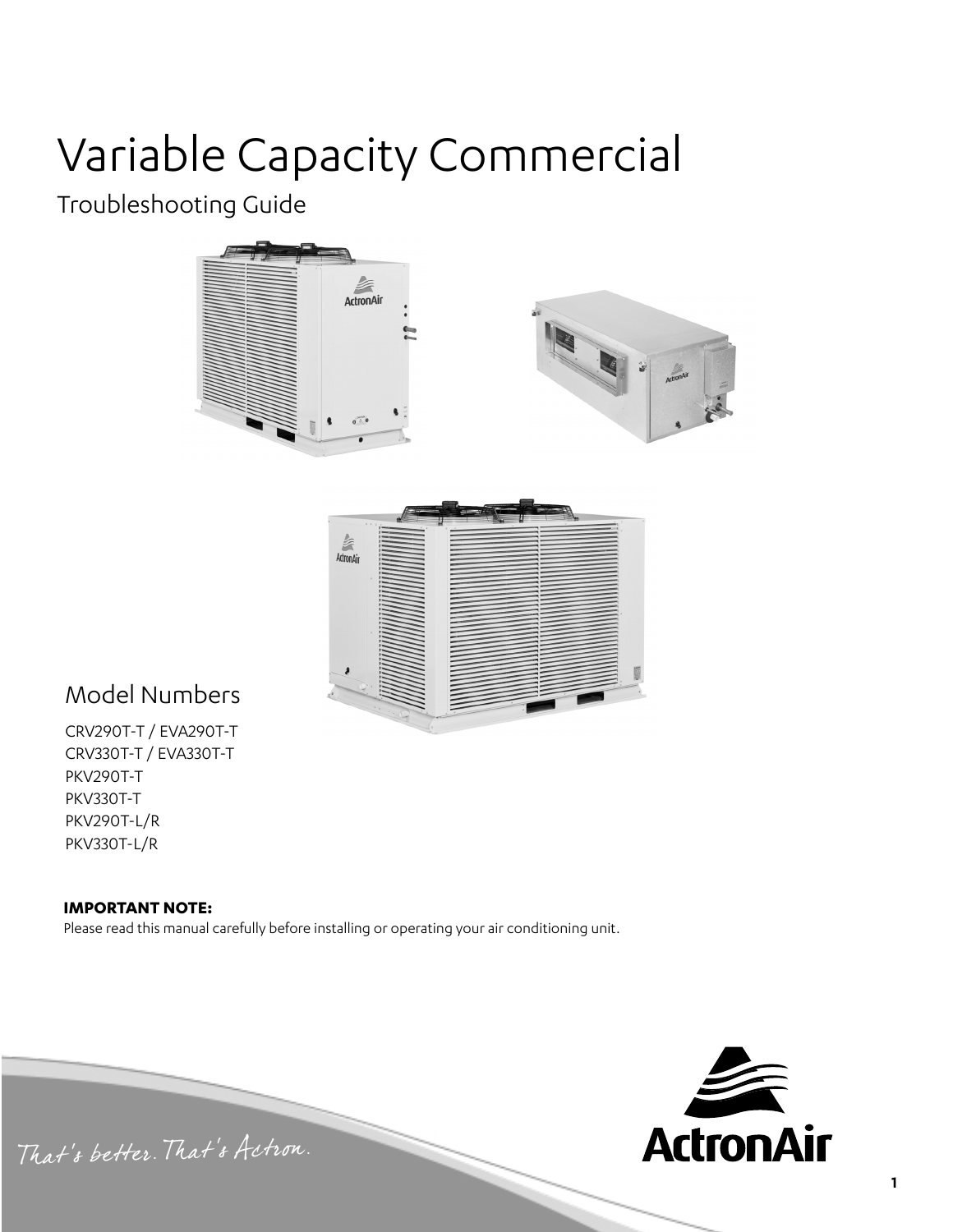# Variable Capacity Commercial

## Troubleshooting Guide

### Model Numbers

CRV290T-T / EVA290T-T
CRV330T-T / EVA330T-T
PKV290T-T
PKV330T-T
PKV290T-L/R
PKV330T-L/R

**IMPORTANT NOTE:**
Please read this manual carefully before installing or operating your air conditioning unit.

*That's better. That's Actron.*

ActronAir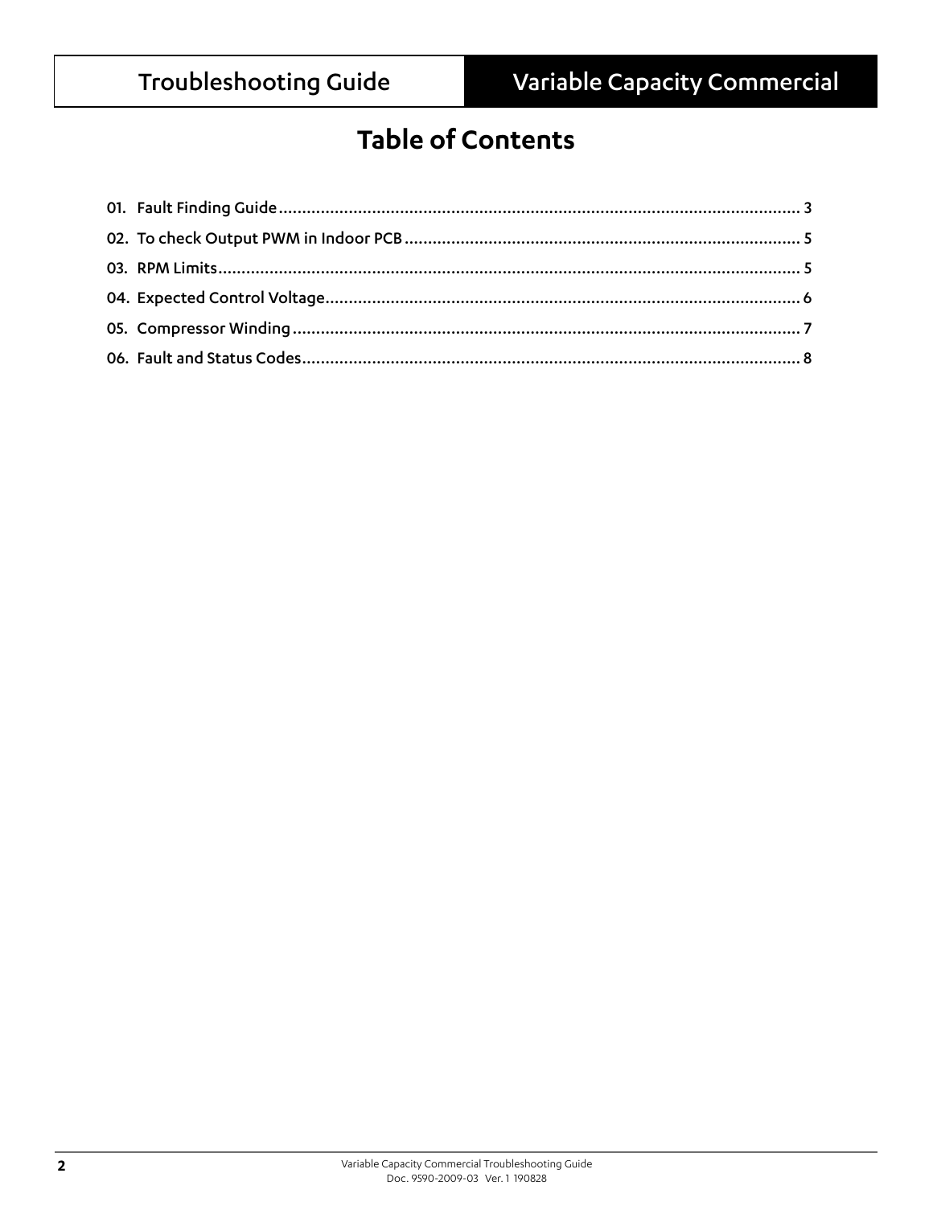# Table of Contents

01. Fault Finding Guide ............................................................................................................. 3
02. To check Output PWM in Indoor PCB .................................................................................... 5
03. RPM Limits.......................................................................................................................... 5
04. Expected Control Voltage...................................................................................................... 6
05. Compressor Winding ............................................................................................................ 7
06. Fault and Status Codes.......................................................................................................... 8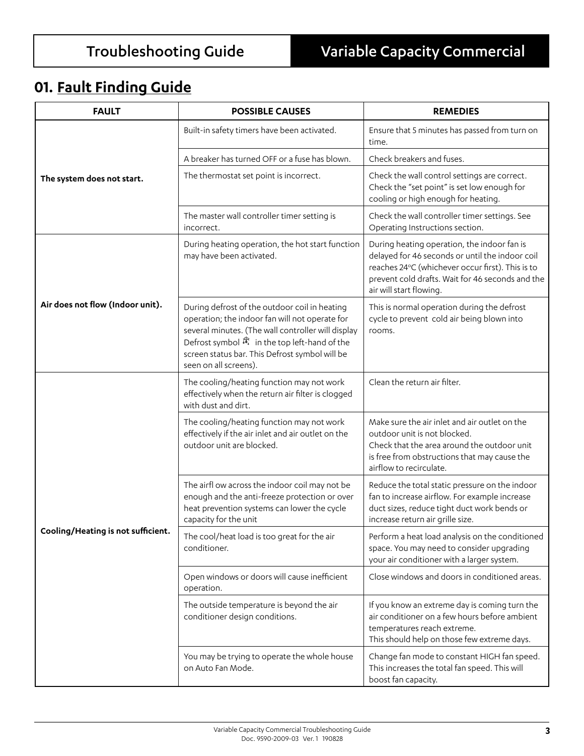## 01. Fault Finding Guide

| FAULT | POSSIBLE CAUSES | REMEDIES |
| --- | --- | --- |
| **The system does not start.** | Built-in safety timers have been activated. | Ensure that 5 minutes has passed from turn on time. |
| | A breaker has turned OFF or a fuse has blown. | Check breakers and fuses. |
| | The thermostat set point is incorrect. | Check the wall control settings are correct. Check the "set point" is set low enough for cooling or high enough for heating. |
| | The master wall controller timer setting is incorrect. | Check the wall controller timer settings. See Operating Instructions section. |
| **Air does not flow (Indoor unit).** | During heating operation, the hot start function may have been activated. | During heating operation, the indoor fan is delayed for 46 seconds or until the indoor coil reaches 24°C (whichever occur first). This is to prevent cold drafts. Wait for 46 seconds and the air will start flowing. |
| | During defrost of the outdoor coil in heating operation; the indoor fan will not operate for several minutes. (The wall controller will display Defrost symbol in the top left-hand of the screen status bar. This Defrost symbol will be seen on all screens). | This is normal operation during the defrost cycle to prevent cold air being blown into rooms. |
| **Cooling/Heating is not sufficient.** | The cooling/heating function may not work effectively when the return air filter is clogged with dust and dirt. | Clean the return air filter. |
| | The cooling/heating function may not work effectively if the air inlet and air outlet on the outdoor unit are blocked. | Make sure the air inlet and air outlet on the outdoor unit is not blocked. Check that the area around the outdoor unit is free from obstructions that may cause the airflow to recirculate. |
| | The airfl ow across the indoor coil may not be enough and the anti-freeze protection or over heat prevention systems can lower the cycle capacity for the unit | Reduce the total static pressure on the indoor fan to increase airflow. For example increase duct sizes, reduce tight duct work bends or increase return air grille size. |
| | The cool/heat load is too great for the air conditioner. | Perform a heat load analysis on the conditioned space. You may need to consider upgrading your air conditioner with a larger system. |
| | Open windows or doors will cause inefficient operation. | Close windows and doors in conditioned areas. |
| | The outside temperature is beyond the air conditioner design conditions. | If you know an extreme day is coming turn the air conditioner on a few hours before ambient temperatures reach extreme. This should help on those few extreme days. |
| | You may be trying to operate the whole house on Auto Fan Mode. | Change fan mode to constant HIGH fan speed. This increases the total fan speed. This will boost fan capacity. |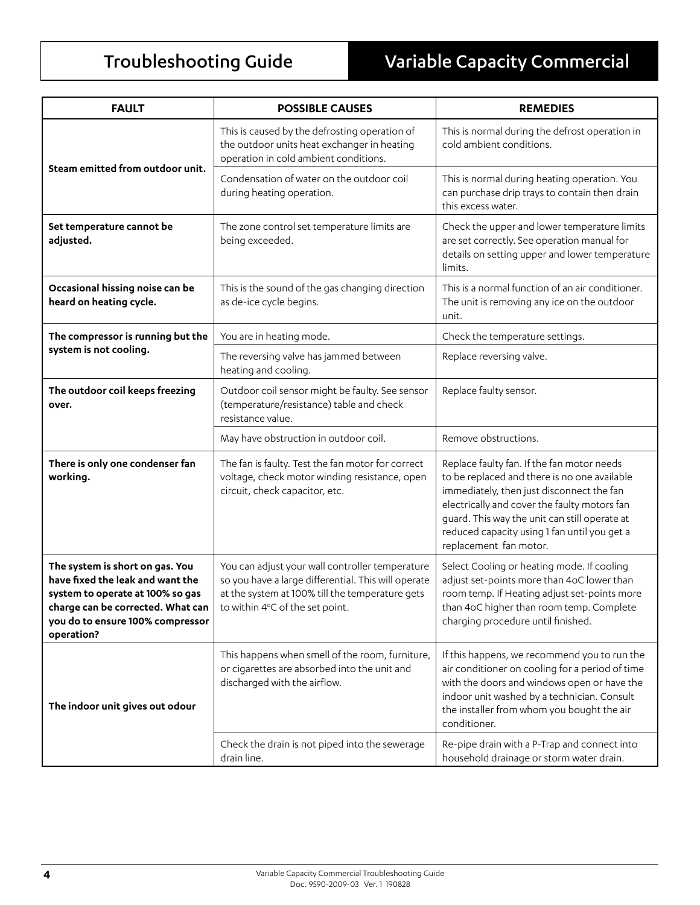| FAULT | POSSIBLE CAUSES | REMEDIES |
|---|---|---|
| **Steam emitted from outdoor unit.** | This is caused by the defrosting operation of the outdoor units heat exchanger in heating operation in cold ambient conditions. | This is normal during the defrost operation in cold ambient conditions. |
| | Condensation of water on the outdoor coil during heating operation. | This is normal during heating operation. You can purchase drip trays to contain then drain this excess water. |
| **Set temperature cannot be adjusted.** | The zone control set temperature limits are being exceeded. | Check the upper and lower temperature limits are set correctly. See operation manual for details on setting upper and lower temperature limits. |
| **Occasional hissing noise can be heard on heating cycle.** | This is the sound of the gas changing direction as de-ice cycle begins. | This is a normal function of an air conditioner. The unit is removing any ice on the outdoor unit. |
| **The compressor is running but the system is not cooling.** | You are in heating mode. | Check the temperature settings. |
| | The reversing valve has jammed between heating and cooling. | Replace reversing valve. |
| **The outdoor coil keeps freezing over.** | Outdoor coil sensor might be faulty. See sensor (temperature/resistance) table and check resistance value. | Replace faulty sensor. |
| | May have obstruction in outdoor coil. | Remove obstructions. |
| **There is only one condenser fan working.** | The fan is faulty. Test the fan motor for correct voltage, check motor winding resistance, open circuit, check capacitor, etc. | Replace faulty fan. If the fan motor needs to be replaced and there is no one available immediately, then just disconnect the fan electrically and cover the faulty motors fan guard. This way the unit can still operate at reduced capacity using 1 fan until you get a replacement fan motor. |
| **The system is short on gas. You have fixed the leak and want the system to operate at 100% so gas charge can be corrected. What can you do to ensure 100% compressor operation?** | You can adjust your wall controller temperature so you have a large differential. This will operate at the system at 100% till the temperature gets to within 4°C of the set point. | Select Cooling or heating mode. If cooling adjust set-points more than 4oC lower than room temp. If Heating adjust set-points more than 4oC higher than room temp. Complete charging procedure until finished. |
| **The indoor unit gives out odour** | This happens when smell of the room, furniture, or cigarettes are absorbed into the unit and discharged with the airflow. | If this happens, we recommend you to run the air conditioner on cooling for a period of time with the doors and windows open or have the indoor unit washed by a technician. Consult the installer from whom you bought the air conditioner. |
| | Check the drain is not piped into the sewerage drain line. | Re-pipe drain with a P-Trap and connect into household drainage or storm water drain. |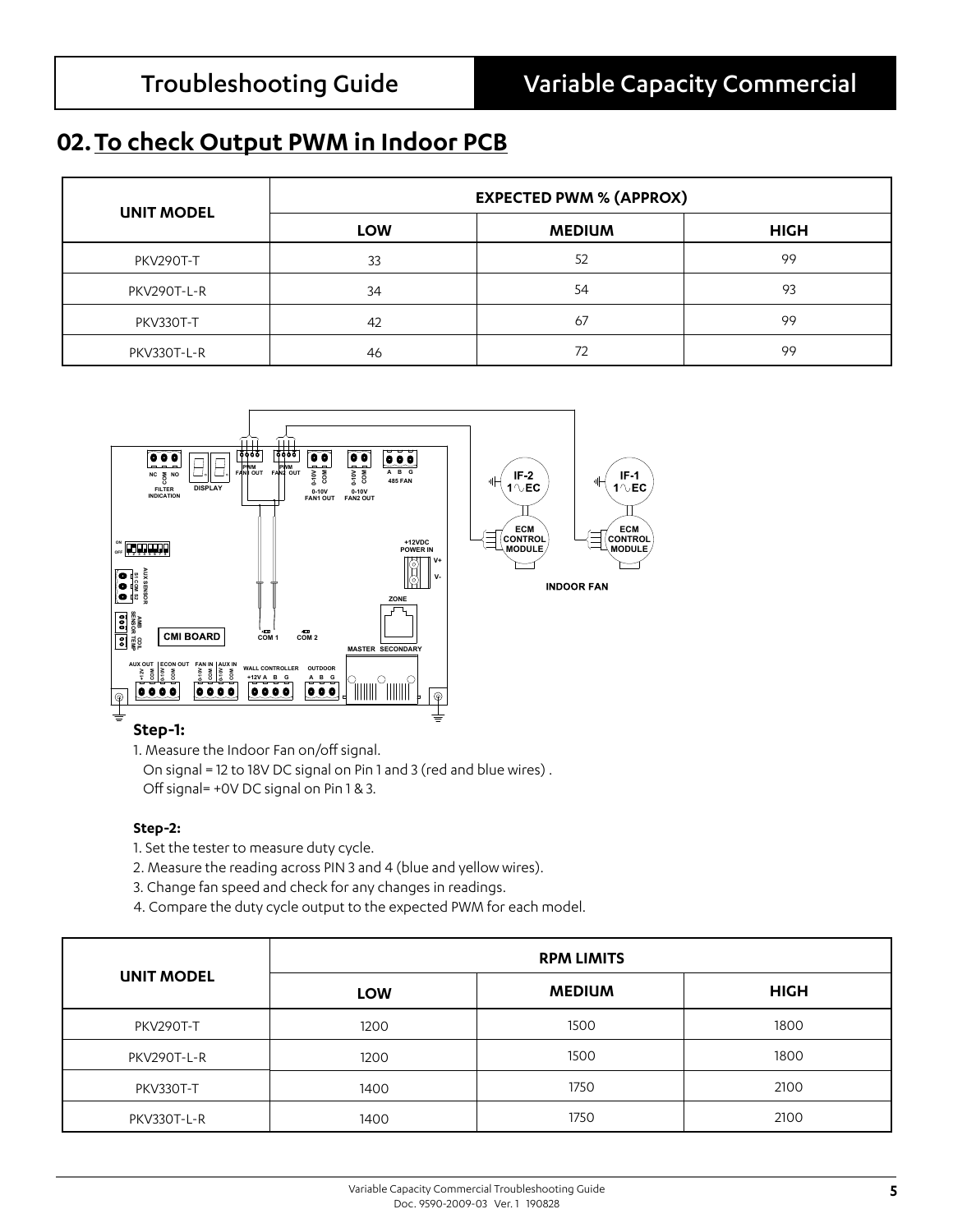## 02. To check Output PWM in Indoor PCB

| UNIT MODEL | EXPECTED PWM % (APPROX) | | |
|---|---|---|---|
| | LOW | MEDIUM | HIGH |
| PKV290T-T | 33 | 52 | 99 |
| PKV290T-L-R | 34 | 54 | 93 |
| PKV330T-T | 42 | 67 | 99 |
| PKV330T-L-R | 46 | 72 | 99 |

**Step-1:**

1. Measure the Indoor Fan on/off signal.
   On signal = 12 to 18V DC signal on Pin 1 and 3 (red and blue wires) .
   Off signal= +0V DC signal on Pin 1 & 3.

**Step-2:**

1. Set the tester to measure duty cycle.
2. Measure the reading across PIN 3 and 4 (blue and yellow wires).
3. Change fan speed and check for any changes in readings.
4. Compare the duty cycle output to the expected PWM for each model.

| UNIT MODEL | RPM LIMITS | | |
|---|---|---|---|
| | LOW | MEDIUM | HIGH |
| PKV290T-T | 1200 | 1500 | 1800 |
| PKV290T-L-R | 1200 | 1500 | 1800 |
| PKV330T-T | 1400 | 1750 | 2100 |
| PKV330T-L-R | 1400 | 1750 | 2100 |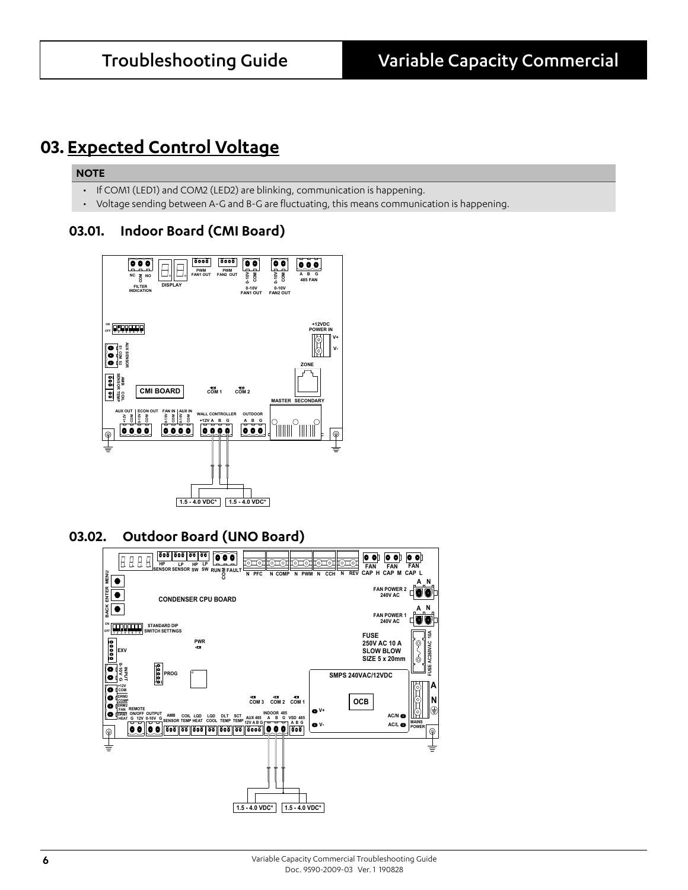## 03. Expected Control Voltage

**NOTE**

- If COM1 (LED1) and COM2 (LED2) are blinking, communication is happening.
- Voltage sending between A-G and B-G are fluctuating, this means communication is happening.

### 03.01. Indoor Board (CMI Board)

1.5 - 4.0 VDC*   1.5 - 4.0 VDC*

### 03.02. Outdoor Board (UNO Board)

1.5 - 4.0 VDC*   1.5 - 4.0 VDC*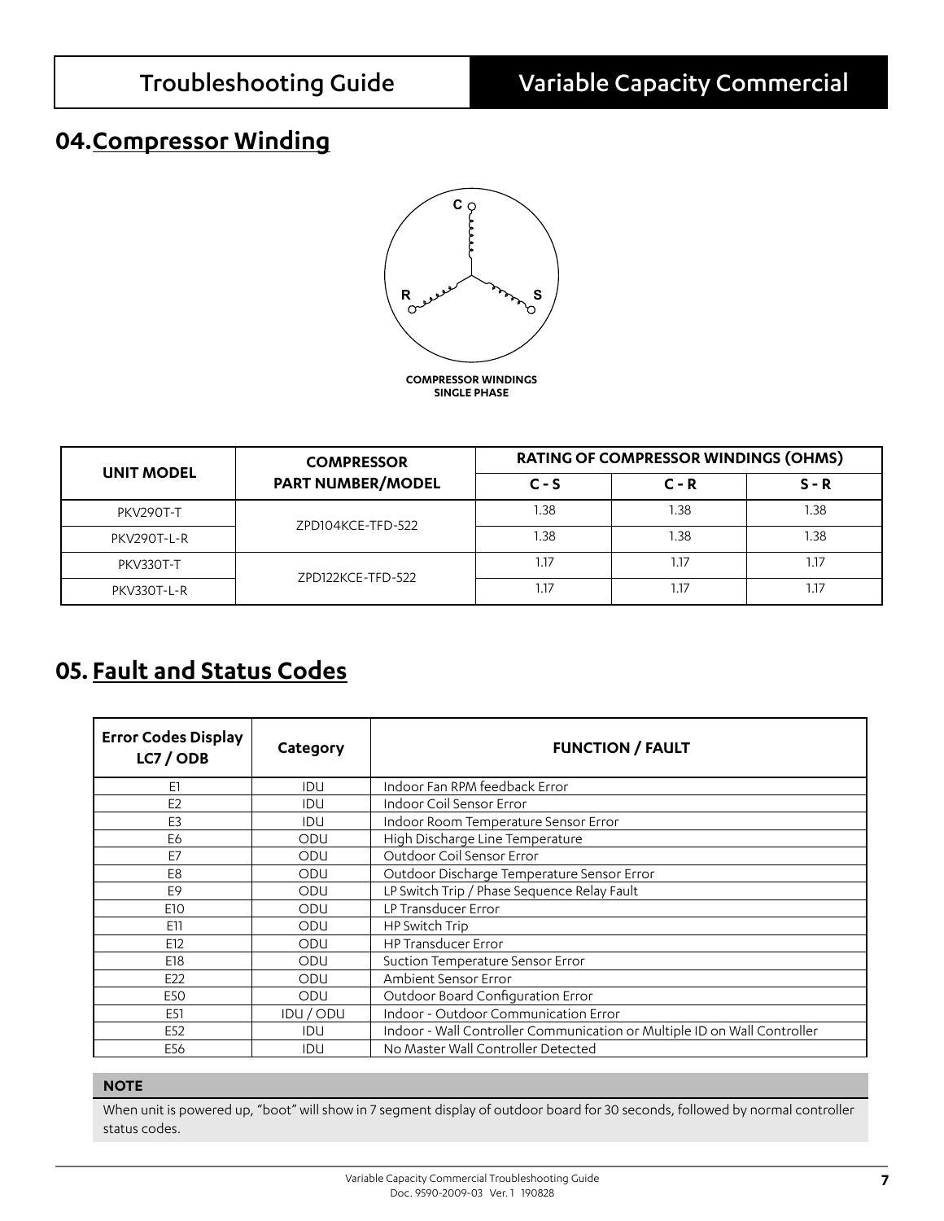## 04. Compressor Winding

COMPRESSOR WINDINGS
SINGLE PHASE

| UNIT MODEL | COMPRESSOR PART NUMBER/MODEL | RATING OF COMPRESSOR WINDINGS (OHMS) | | |
|---|---|---|---|---|
| | | C - S | C - R | S - R |
| PKV290T-T | ZPD104KCE-TFD-522 | 1.38 | 1.38 | 1.38 |
| PKV290T-L-R | | 1.38 | 1.38 | 1.38 |
| PKV330T-T | ZPD122KCE-TFD-522 | 1.17 | 1.17 | 1.17 |
| PKV330T-L-R | | 1.17 | 1.17 | 1.17 |

## 05. Fault and Status Codes

| Error Codes Display LC7 / ODB | Category | FUNCTION / FAULT |
|---|---|---|
| E1 | IDU | Indoor Fan RPM feedback Error |
| E2 | IDU | Indoor Coil Sensor Error |
| E3 | IDU | Indoor Room Temperature Sensor Error |
| E6 | ODU | High Discharge Line Temperature |
| E7 | ODU | Outdoor Coil Sensor Error |
| E8 | ODU | Outdoor Discharge Temperature Sensor Error |
| E9 | ODU | LP Switch Trip / Phase Sequence Relay Fault |
| E10 | ODU | LP Transducer Error |
| E11 | ODU | HP Switch Trip |
| E12 | ODU | HP Transducer Error |
| E18 | ODU | Suction Temperature Sensor Error |
| E22 | ODU | Ambient Sensor Error |
| E50 | ODU | Outdoor Board Configuration Error |
| E51 | IDU / ODU | Indoor - Outdoor Communication Error |
| E52 | IDU | Indoor - Wall Controller Communication or Multiple ID on Wall Controller |
| E56 | IDU | No Master Wall Controller Detected |

**NOTE**

When unit is powered up, "boot" will show in 7 segment display of outdoor board for 30 seconds, followed by normal controller status codes.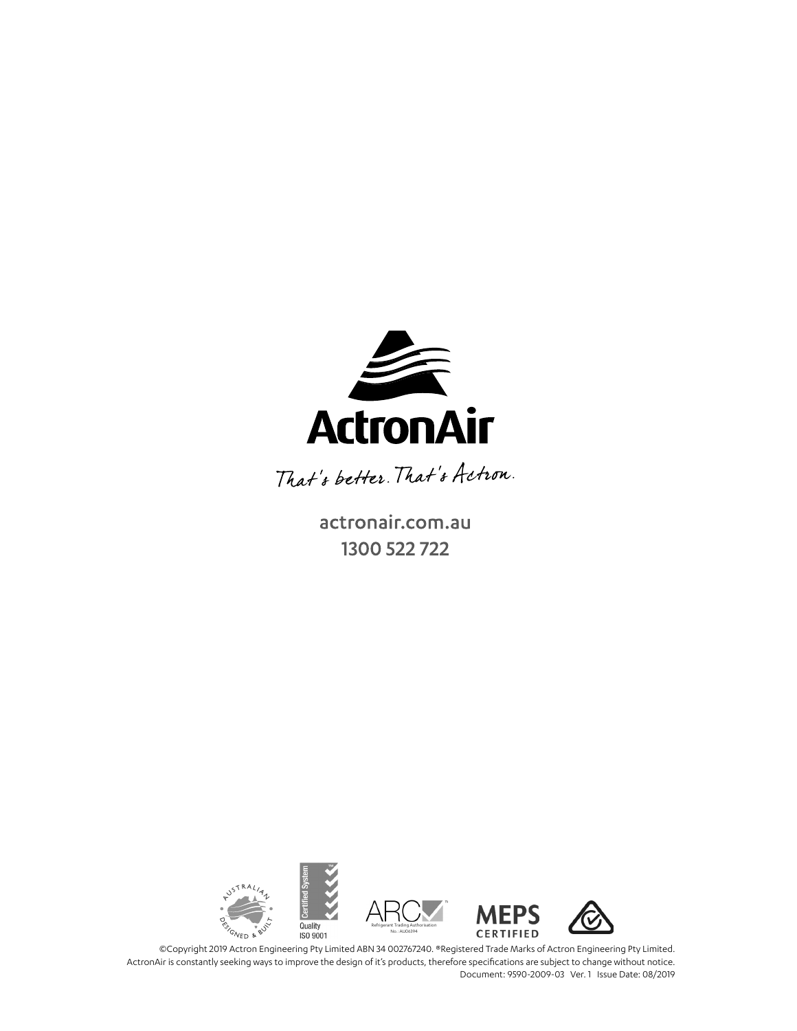ActronAir

That's better. That's Actron.

actronair.com.au

1300 522 722

©Copyright 2019 Actron Engineering Pty Limited ABN 34 002767240. ®Registered Trade Marks of Actron Engineering Pty Limited.
ActronAir is constantly seeking ways to improve the design of it's products, therefore specifications are subject to change without notice.
Document: 9590-2009-03 Ver. 1 Issue Date: 08/2019